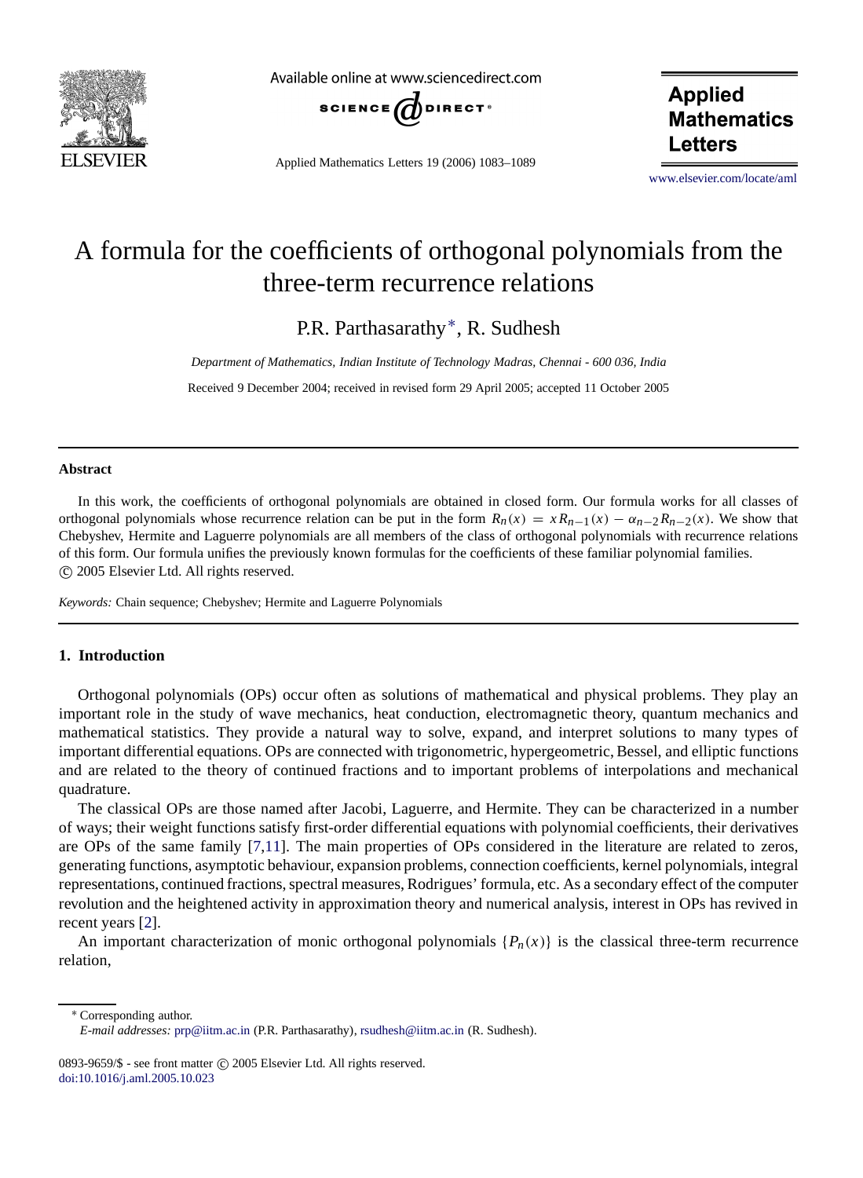# A formula for the coefficients of orthogonal polynomials from the three-term recurrence relations

P.R. Parthasarathy*, R. Sudhesh

*Department of Mathematics, Indian Institute of Technology Madras, Chennai - 600 036, India*

Received 9 December 2004; received in revised form 29 April 2005; accepted 11 October 2005

## Abstract

In this work, the coefficients of orthogonal polynomials are obtained in closed form. Our formula works for all classes of orthogonal polynomials whose recurrence relation can be put in the form $R_n(x) = xR_{n-1}(x) - \alpha_{n-2}R_{n-2}(x)$. We show that Chebyshev, Hermite and Laguerre polynomials are all members of the class of orthogonal polynomials with recurrence relations of this form. Our formula unifies the previously known formulas for the coefficients of these familiar polynomial families.
© 2005 Elsevier Ltd. All rights reserved.

*Keywords:* Chain sequence; Chebyshev; Hermite and Laguerre Polynomials

## 1. Introduction

Orthogonal polynomials (OPs) occur often as solutions of mathematical and physical problems. They play an important role in the study of wave mechanics, heat conduction, electromagnetic theory, quantum mechanics and mathematical statistics. They provide a natural way to solve, expand, and interpret solutions to many types of important differential equations. OPs are connected with trigonometric, hypergeometric, Bessel, and elliptic functions and are related to the theory of continued fractions and to important problems of interpolations and mechanical quadrature.

The classical OPs are those named after Jacobi, Laguerre, and Hermite. They can be characterized in a number of ways; their weight functions satisfy first-order differential equations with polynomial coefficients, their derivatives are OPs of the same family [7,11]. The main properties of OPs considered in the literature are related to zeros, generating functions, asymptotic behaviour, expansion problems, connection coefficients, kernel polynomials, integral representations, continued fractions, spectral measures, Rodrigues' formula, etc. As a secondary effect of the computer revolution and the heightened activity in approximation theory and numerical analysis, interest in OPs has revived in recent years [2].

An important characterization of monic orthogonal polynomials $\{P_n(x)\}$ is the classical three-term recurrence relation,

---

* Corresponding author.
*E-mail addresses:* prp@iitm.ac.in (P.R. Parthasarathy), rsudhesh@iitm.ac.in (R. Sudhesh).

0893-9659/$ - see front matter © 2005 Elsevier Ltd. All rights reserved.
doi:10.1016/j.aml.2005.10.023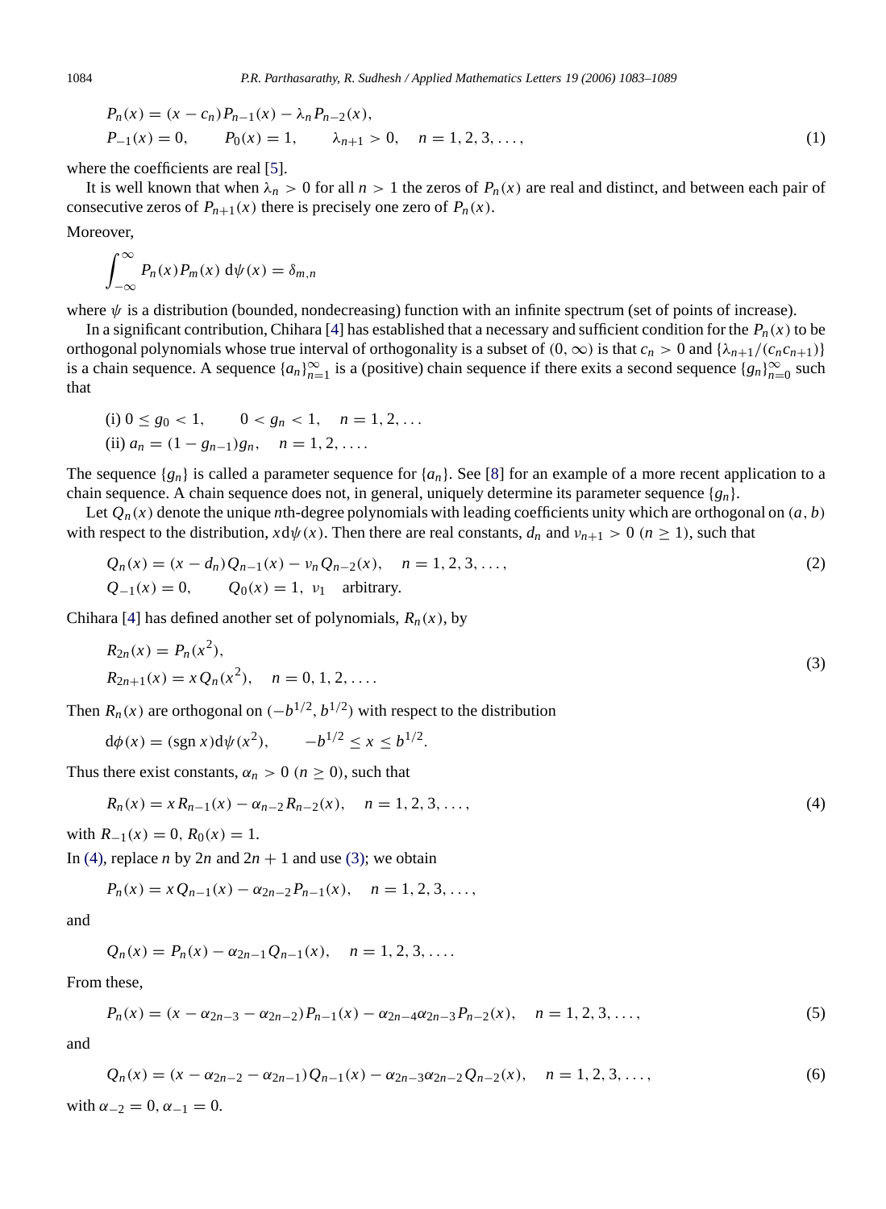$$
\begin{aligned}
&P_n(x) = (x - c_n)P_{n-1}(x) - \lambda_n P_{n-2}(x), \\
&P_{-1}(x) = 0, \qquad P_0(x) = 1, \qquad \lambda_{n+1} > 0, \quad n = 1, 2, 3, \ldots,
\end{aligned} \tag{1}
$$

where the coefficients are real [5].

It is well known that when $\lambda_n > 0$ for all $n > 1$ the zeros of $P_n(x)$ are real and distinct, and between each pair of consecutive zeros of $P_{n+1}(x)$ there is precisely one zero of $P_n(x)$.

Moreover,

$$
\int_{-\infty}^{\infty} P_n(x)P_m(x)\, \mathrm{d}\psi(x) = \delta_{m,n}
$$

where $\psi$ is a distribution (bounded, nondecreasing) function with an infinite spectrum (set of points of increase).

In a significant contribution, Chihara [4] has established that a necessary and sufficient condition for the $P_n(x)$ to be orthogonal polynomials whose true interval of orthogonality is a subset of $(0, \infty)$ is that $c_n > 0$ and $\{\lambda_{n+1}/(c_n c_{n+1})\}$ is a chain sequence. A sequence $\{a_n\}_{n=1}^{\infty}$ is a (positive) chain sequence if there exits a second sequence $\{g_n\}_{n=0}^{\infty}$ such that

(i) $0 \le g_0 < 1, \qquad 0 < g_n < 1, \quad n = 1, 2, \ldots$

(ii) $a_n = (1 - g_{n-1})g_n, \quad n = 1, 2, \ldots.$

The sequence $\{g_n\}$ is called a parameter sequence for $\{a_n\}$. See [8] for an example of a more recent application to a chain sequence. A chain sequence does not, in general, uniquely determine its parameter sequence $\{g_n\}$.

Let $Q_n(x)$ denote the unique $n$th-degree polynomials with leading coefficients unity which are orthogonal on $(a, b)$ with respect to the distribution, $x\mathrm{d}\psi(x)$. Then there are real constants, $d_n$ and $\nu_{n+1} > 0$ $(n \ge 1)$, such that

$$
\begin{aligned}
&Q_n(x) = (x - d_n)Q_{n-1}(x) - \nu_n Q_{n-2}(x), \quad n = 1, 2, 3, \ldots, \\
&Q_{-1}(x) = 0, \qquad Q_0(x) = 1, \ \nu_1 \quad \text{arbitrary.}
\end{aligned} \tag{2}
$$

Chihara [4] has defined another set of polynomials, $R_n(x)$, by

$$
\begin{aligned}
&R_{2n}(x) = P_n(x^2), \\
&R_{2n+1}(x) = xQ_n(x^2), \quad n = 0, 1, 2, \ldots.
\end{aligned} \tag{3}
$$

Then $R_n(x)$ are orthogonal on $(-b^{1/2}, b^{1/2})$ with respect to the distribution

$$
\mathrm{d}\phi(x) = (\operatorname{sgn} x)\mathrm{d}\psi(x^2), \qquad -b^{1/2} \le x \le b^{1/2}.
$$

Thus there exist constants, $\alpha_n > 0$ $(n \ge 0)$, such that

$$
R_n(x) = xR_{n-1}(x) - \alpha_{n-2}R_{n-2}(x), \quad n = 1, 2, 3, \ldots, \tag{4}
$$

with $R_{-1}(x) = 0$, $R_0(x) = 1$.

In (4), replace $n$ by $2n$ and $2n + 1$ and use (3); we obtain

$$
P_n(x) = xQ_{n-1}(x) - \alpha_{2n-2}P_{n-1}(x), \quad n = 1, 2, 3, \ldots,
$$

and

$$
Q_n(x) = P_n(x) - \alpha_{2n-1}Q_{n-1}(x), \quad n = 1, 2, 3, \ldots.
$$

From these,

$$
P_n(x) = (x - \alpha_{2n-3} - \alpha_{2n-2})P_{n-1}(x) - \alpha_{2n-4}\alpha_{2n-3}P_{n-2}(x), \quad n = 1, 2, 3, \ldots, \tag{5}
$$

and

$$
Q_n(x) = (x - \alpha_{2n-2} - \alpha_{2n-1})Q_{n-1}(x) - \alpha_{2n-3}\alpha_{2n-2}Q_{n-2}(x), \quad n = 1, 2, 3, \ldots, \tag{6}
$$

with $\alpha_{-2} = 0, \alpha_{-1} = 0$.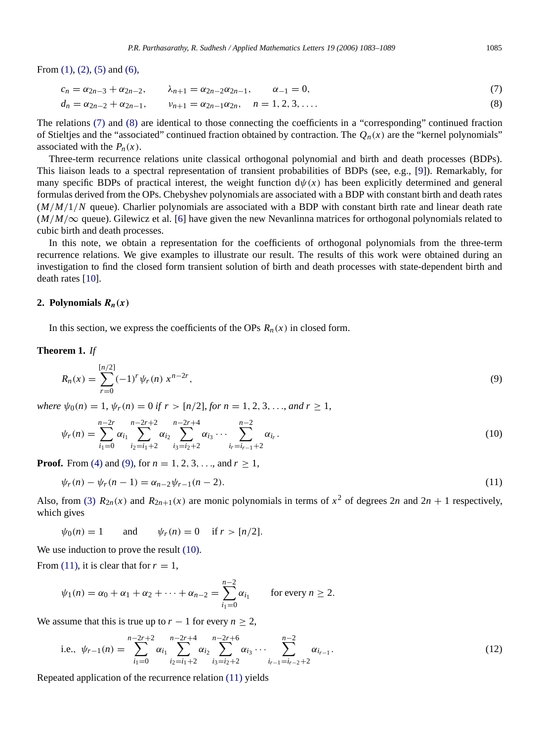From (1), (2), (5) and (6),

$$c_n = \alpha_{2n-3} + \alpha_{2n-2}, \qquad \lambda_{n+1} = \alpha_{2n-2}\alpha_{2n-1}, \qquad \alpha_{-1} = 0, \tag{7}$$

$$d_n = \alpha_{2n-2} + \alpha_{2n-1}, \qquad \nu_{n+1} = \alpha_{2n-1}\alpha_{2n}, \quad n = 1, 2, 3, \ldots. \tag{8}$$

The relations (7) and (8) are identical to those connecting the coefficients in a "corresponding" continued fraction of Stieltjes and the "associated" continued fraction obtained by contraction. The $Q_n(x)$ are the "kernel polynomials" associated with the $P_n(x)$.

Three-term recurrence relations unite classical orthogonal polynomial and birth and death processes (BDPs). This liaison leads to a spectral representation of transient probabilities of BDPs (see, e.g., [9]). Remarkably, for many specific BDPs of practical interest, the weight function $d\psi(x)$ has been explicitly determined and general formulas derived from the OPs. Chebyshev polynomials are associated with a BDP with constant birth and death rates ($M/M/1/N$ queue). Charlier polynomials are associated with a BDP with constant birth rate and linear death rate ($M/M/\infty$ queue). Gilewicz et al. [6] have given the new Nevanlinna matrices for orthogonal polynomials related to cubic birth and death processes.

In this note, we obtain a representation for the coefficients of orthogonal polynomials from the three-term recurrence relations. We give examples to illustrate our result. The results of this work were obtained during an investigation to find the closed form transient solution of birth and death processes with state-dependent birth and death rates [10].

## 2. Polynomials $R_n(x)$

In this section, we express the coefficients of the OPs $R_n(x)$ in closed form.

**Theorem 1.** *If*

$$R_n(x) = \sum_{r=0}^{[n/2]} (-1)^r \psi_r(n)\, x^{n-2r}, \tag{9}$$

*where* $\psi_0(n) = 1$, $\psi_r(n) = 0$ *if* $r > [n/2]$, *for* $n = 1, 2, 3, \ldots$, *and* $r \geq 1$,

$$\psi_r(n) = \sum_{i_1=0}^{n-2r} \alpha_{i_1} \sum_{i_2=i_1+2}^{n-2r+2} \alpha_{i_2} \sum_{i_3=i_2+2}^{n-2r+4} \alpha_{i_3} \cdots \sum_{i_r=i_{r-1}+2}^{n-2} \alpha_{i_r}. \tag{10}$$

**Proof.** From (4) and (9), for $n = 1, 2, 3, \ldots$, and $r \geq 1$,

$$\psi_r(n) - \psi_r(n-1) = \alpha_{n-2}\psi_{r-1}(n-2). \tag{11}$$

Also, from (3) $R_{2n}(x)$ and $R_{2n+1}(x)$ are monic polynomials in terms of $x^2$ of degrees $2n$ and $2n+1$ respectively, which gives

$$\psi_0(n) = 1 \qquad \text{and} \qquad \psi_r(n) = 0 \quad \text{if } r > [n/2].$$

We use induction to prove the result (10).

From (11), it is clear that for $r = 1$,

$$\psi_1(n) = \alpha_0 + \alpha_1 + \alpha_2 + \cdots + \alpha_{n-2} = \sum_{i_1=0}^{n-2} \alpha_{i_1} \qquad \text{for every } n \geq 2.$$

We assume that this is true up to $r-1$ for every $n \geq 2$,

$$\text{i.e., } \psi_{r-1}(n) = \sum_{i_1=0}^{n-2r+2} \alpha_{i_1} \sum_{i_2=i_1+2}^{n-2r+4} \alpha_{i_2} \sum_{i_3=i_2+2}^{n-2r+6} \alpha_{i_3} \cdots \sum_{i_{r-1}=i_{r-2}+2}^{n-2} \alpha_{i_{r-1}}. \tag{12}$$

Repeated application of the recurrence relation (11) yields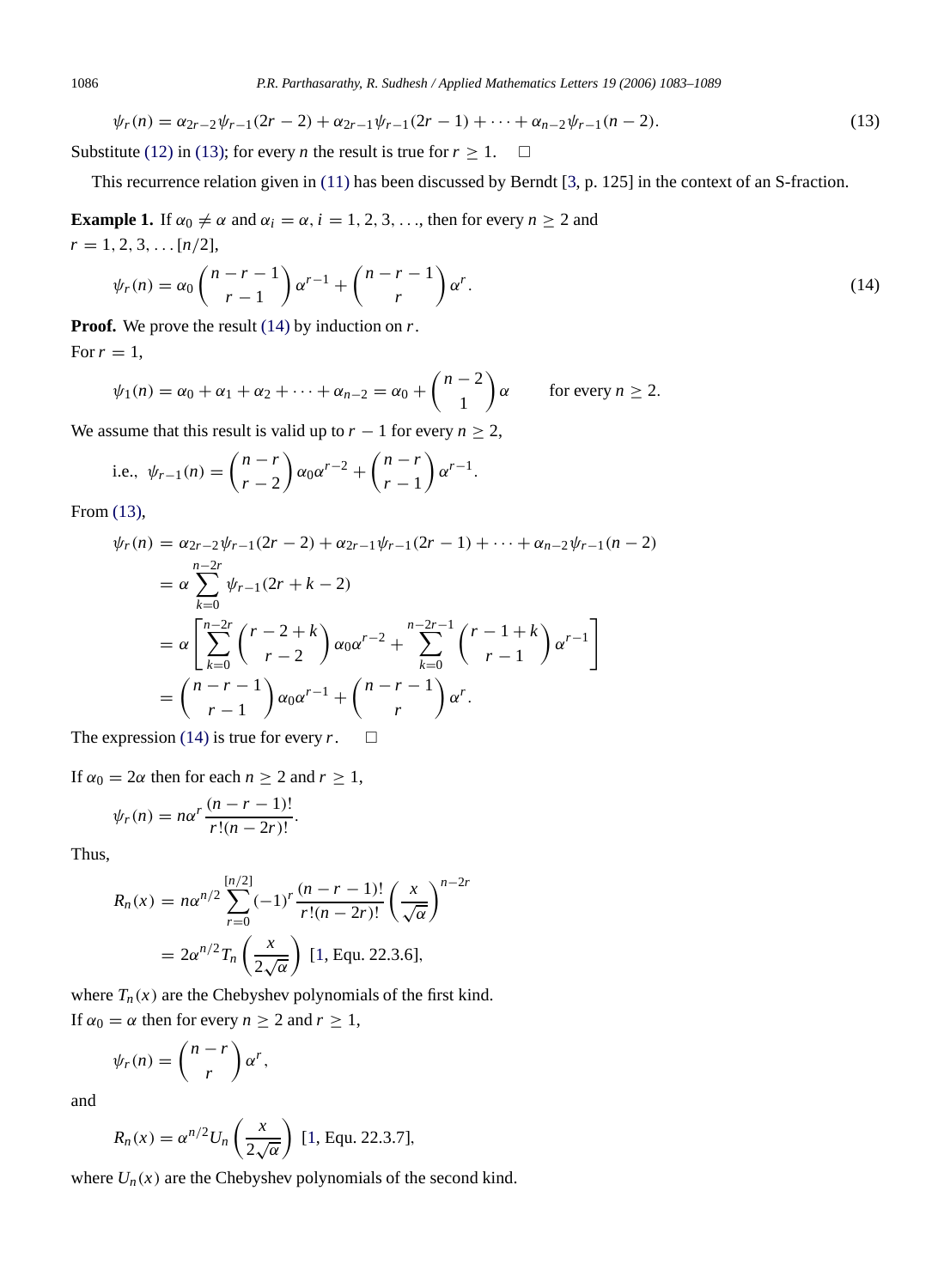$$\psi_r(n) = \alpha_{2r-2}\psi_{r-1}(2r-2) + \alpha_{2r-1}\psi_{r-1}(2r-1) + \cdots + \alpha_{n-2}\psi_{r-1}(n-2). \tag{13}$$

Substitute (12) in (13); for every $n$ the result is true for $r \geq 1$. $\square$

This recurrence relation given in (11) has been discussed by Berndt [3, p. 125] in the context of an S-fraction.

**Example 1.** If $\alpha_0 \neq \alpha$ and $\alpha_i = \alpha$, $i = 1, 2, 3, \ldots$, then for every $n \geq 2$ and $r = 1, 2, 3, \ldots [n/2]$,

$$\psi_r(n) = \alpha_0 \binom{n-r-1}{r-1} \alpha^{r-1} + \binom{n-r-1}{r} \alpha^r. \tag{14}$$

**Proof.** We prove the result (14) by induction on $r$.

For $r = 1$,

$$\psi_1(n) = \alpha_0 + \alpha_1 + \alpha_2 + \cdots + \alpha_{n-2} = \alpha_0 + \binom{n-2}{1} \alpha \qquad \text{for every } n \geq 2.$$

We assume that this result is valid up to $r - 1$ for every $n \geq 2$,

$$\text{i.e., } \psi_{r-1}(n) = \binom{n-r}{r-2} \alpha_0 \alpha^{r-2} + \binom{n-r}{r-1} \alpha^{r-1}.$$

From (13),

$$\begin{aligned}
\psi_r(n) &= \alpha_{2r-2}\psi_{r-1}(2r-2) + \alpha_{2r-1}\psi_{r-1}(2r-1) + \cdots + \alpha_{n-2}\psi_{r-1}(n-2) \\
&= \alpha \sum_{k=0}^{n-2r} \psi_{r-1}(2r+k-2) \\
&= \alpha \left[ \sum_{k=0}^{n-2r} \binom{r-2+k}{r-2} \alpha_0 \alpha^{r-2} + \sum_{k=0}^{n-2r-1} \binom{r-1+k}{r-1} \alpha^{r-1} \right] \\
&= \binom{n-r-1}{r-1} \alpha_0 \alpha^{r-1} + \binom{n-r-1}{r} \alpha^r.
\end{aligned}$$

The expression (14) is true for every $r$. $\square$

If $\alpha_0 = 2\alpha$ then for each $n \geq 2$ and $r \geq 1$,

$$\psi_r(n) = n\alpha^r \frac{(n-r-1)!}{r!(n-2r)!}.$$

Thus,

$$\begin{aligned}
R_n(x) &= n\alpha^{n/2} \sum_{r=0}^{[n/2]} (-1)^r \frac{(n-r-1)!}{r!(n-2r)!} \left( \frac{x}{\sqrt{\alpha}} \right)^{n-2r} \\
&= 2\alpha^{n/2} T_n \left( \frac{x}{2\sqrt{\alpha}} \right) \text{ [1, Equ. 22.3.6]},
\end{aligned}$$

where $T_n(x)$ are the Chebyshev polynomials of the first kind.

If $\alpha_0 = \alpha$ then for every $n \geq 2$ and $r \geq 1$,

$$\psi_r(n) = \binom{n-r}{r} \alpha^r,$$

and

$$R_n(x) = \alpha^{n/2} U_n \left( \frac{x}{2\sqrt{\alpha}} \right) \text{ [1, Equ. 22.3.7]},$$

where $U_n(x)$ are the Chebyshev polynomials of the second kind.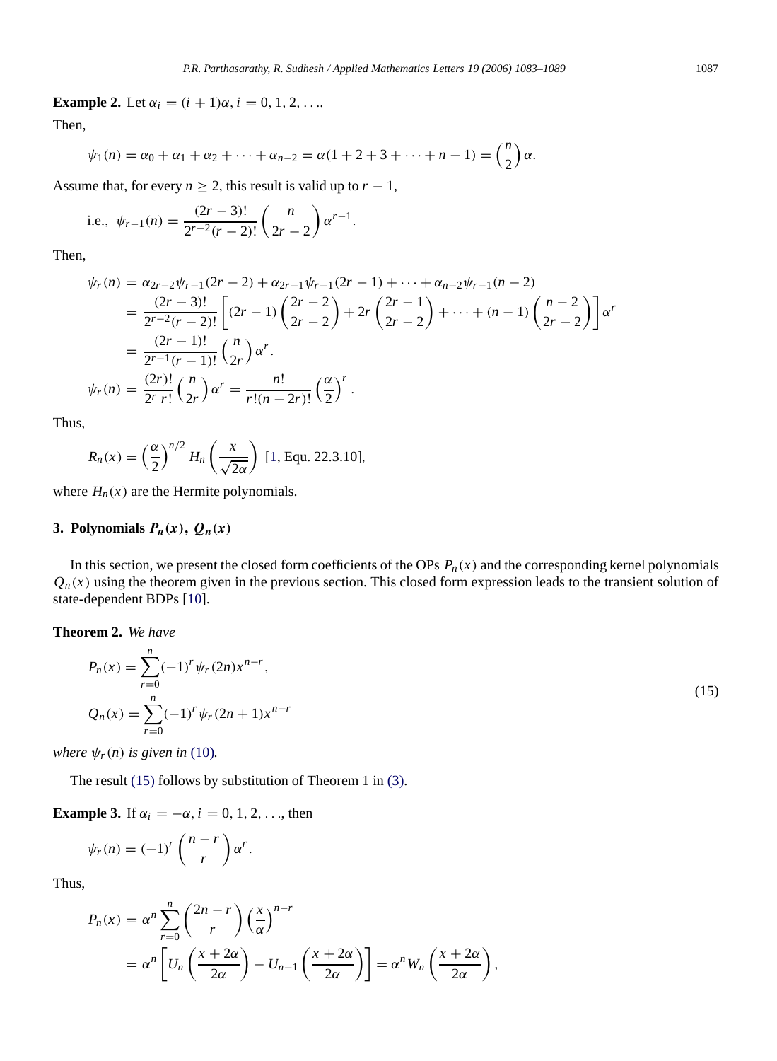**Example 2.** Let $\alpha_i = (i+1)\alpha$, $i = 0, 1, 2, \ldots$.

Then,

$$\psi_1(n) = \alpha_0 + \alpha_1 + \alpha_2 + \cdots + \alpha_{n-2} = \alpha(1 + 2 + 3 + \cdots + n - 1) = \binom{n}{2}\alpha.$$

Assume that, for every $n \geq 2$, this result is valid up to $r - 1$,

$$\text{i.e., } \psi_{r-1}(n) = \frac{(2r-3)!}{2^{r-2}(r-2)!}\binom{n}{2r-2}\alpha^{r-1}.$$

Then,

$$\begin{aligned}
\psi_r(n) &= \alpha_{2r-2}\psi_{r-1}(2r-2) + \alpha_{2r-1}\psi_{r-1}(2r-1) + \cdots + \alpha_{n-2}\psi_{r-1}(n-2) \\
&= \frac{(2r-3)!}{2^{r-2}(r-2)!}\left[(2r-1)\binom{2r-2}{2r-2} + 2r\binom{2r-1}{2r-2} + \cdots + (n-1)\binom{n-2}{2r-2}\right]\alpha^r \\
&= \frac{(2r-1)!}{2^{r-1}(r-1)!}\binom{n}{2r}\alpha^r. \\
\psi_r(n) &= \frac{(2r)!}{2^r\, r!}\binom{n}{2r}\alpha^r = \frac{n!}{r!(n-2r)!}\left(\frac{\alpha}{2}\right)^r.
\end{aligned}$$

Thus,

$$R_n(x) = \left(\frac{\alpha}{2}\right)^{n/2} H_n\left(\frac{x}{\sqrt{2\alpha}}\right) \text{ [1, Equ. 22.3.10]},$$

where $H_n(x)$ are the Hermite polynomials.

## 3. Polynomials $P_n(x)$, $Q_n(x)$

In this section, we present the closed form coefficients of the OPs $P_n(x)$ and the corresponding kernel polynomials $Q_n(x)$ using the theorem given in the previous section. This closed form expression leads to the transient solution of state-dependent BDPs [10].

**Theorem 2.** *We have*

$$\begin{aligned}
P_n(x) &= \sum_{r=0}^{n}(-1)^r\psi_r(2n)x^{n-r}, \\
Q_n(x) &= \sum_{r=0}^{n}(-1)^r\psi_r(2n+1)x^{n-r}
\end{aligned} \tag{15}$$

*where $\psi_r(n)$ is given in (10).*

The result (15) follows by substitution of Theorem 1 in (3).

**Example 3.** If $\alpha_i = -\alpha$, $i = 0, 1, 2, \ldots$, then

$$\psi_r(n) = (-1)^r\binom{n-r}{r}\alpha^r.$$

Thus,

$$\begin{aligned}
P_n(x) &= \alpha^n\sum_{r=0}^{n}\binom{2n-r}{r}\left(\frac{x}{\alpha}\right)^{n-r} \\
&= \alpha^n\left[U_n\left(\frac{x+2\alpha}{2\alpha}\right) - U_{n-1}\left(\frac{x+2\alpha}{2\alpha}\right)\right] = \alpha^n W_n\left(\frac{x+2\alpha}{2\alpha}\right),
\end{aligned}$$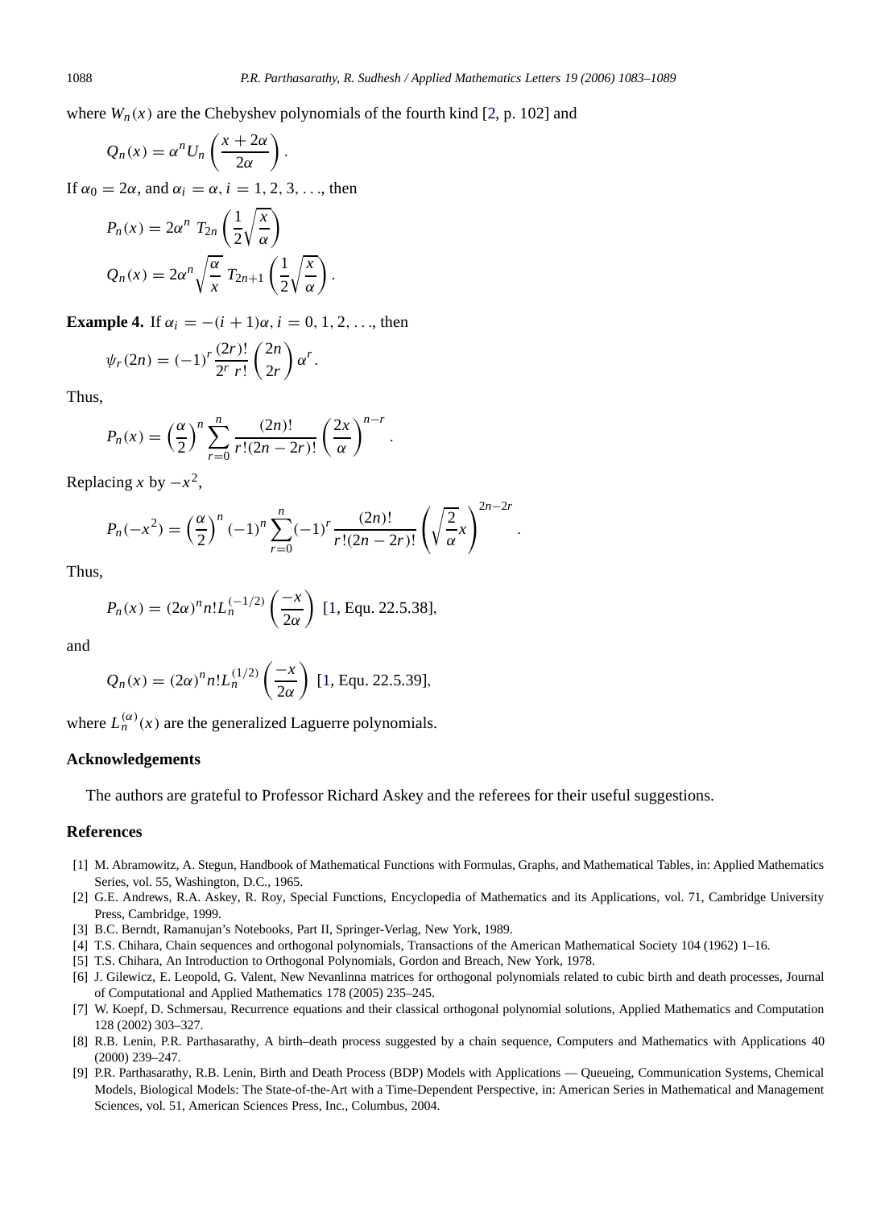where $W_n(x)$ are the Chebyshev polynomials of the fourth kind [2, p. 102] and

$$Q_n(x) = \alpha^n U_n\left(\frac{x + 2\alpha}{2\alpha}\right).$$

If $\alpha_0 = 2\alpha$, and $\alpha_i = \alpha$, $i = 1, 2, 3, \ldots$, then

$$P_n(x) = 2\alpha^n \; T_{2n}\left(\frac{1}{2}\sqrt{\frac{x}{\alpha}}\right)$$

$$Q_n(x) = 2\alpha^n \sqrt{\frac{\alpha}{x}} \; T_{2n+1}\left(\frac{1}{2}\sqrt{\frac{x}{\alpha}}\right).$$

**Example 4.** If $\alpha_i = -(i+1)\alpha$, $i = 0, 1, 2, \ldots$, then

$$\psi_r(2n) = (-1)^r \frac{(2r)!}{2^r \, r!} \binom{2n}{2r} \alpha^r.$$

Thus,

$$P_n(x) = \left(\frac{\alpha}{2}\right)^n \sum_{r=0}^{n} \frac{(2n)!}{r!(2n-2r)!} \left(\frac{2x}{\alpha}\right)^{n-r}.$$

Replacing $x$ by $-x^2$,

$$P_n(-x^2) = \left(\frac{\alpha}{2}\right)^n (-1)^n \sum_{r=0}^{n} (-1)^r \frac{(2n)!}{r!(2n-2r)!} \left(\sqrt{\frac{2}{\alpha}}x\right)^{2n-2r}.$$

Thus,

$$P_n(x) = (2\alpha)^n n! L_n^{(-1/2)}\left(\frac{-x}{2\alpha}\right) \text{ [1, Equ. 22.5.38]},$$

and

$$Q_n(x) = (2\alpha)^n n! L_n^{(1/2)}\left(\frac{-x}{2\alpha}\right) \text{ [1, Equ. 22.5.39]},$$

where $L_n^{(\alpha)}(x)$ are the generalized Laguerre polynomials.

## Acknowledgements

The authors are grateful to Professor Richard Askey and the referees for their useful suggestions.

## References

[1] M. Abramowitz, A. Stegun, Handbook of Mathematical Functions with Formulas, Graphs, and Mathematical Tables, in: Applied Mathematics Series, vol. 55, Washington, D.C., 1965.

[2] G.E. Andrews, R.A. Askey, R. Roy, Special Functions, Encyclopedia of Mathematics and its Applications, vol. 71, Cambridge University Press, Cambridge, 1999.

[3] B.C. Berndt, Ramanujan's Notebooks, Part II, Springer-Verlag, New York, 1989.

[4] T.S. Chihara, Chain sequences and orthogonal polynomials, Transactions of the American Mathematical Society 104 (1962) 1–16.

[5] T.S. Chihara, An Introduction to Orthogonal Polynomials, Gordon and Breach, New York, 1978.

[6] J. Gilewicz, E. Leopold, G. Valent, New Nevanlinna matrices for orthogonal polynomials related to cubic birth and death processes, Journal of Computational and Applied Mathematics 178 (2005) 235–245.

[7] W. Koepf, D. Schmersau, Recurrence equations and their classical orthogonal polynomial solutions, Applied Mathematics and Computation 128 (2002) 303–327.

[8] R.B. Lenin, P.R. Parthasarathy, A birth–death process suggested by a chain sequence, Computers and Mathematics with Applications 40 (2000) 239–247.

[9] P.R. Parthasarathy, R.B. Lenin, Birth and Death Process (BDP) Models with Applications — Queueing, Communication Systems, Chemical Models, Biological Models: The State-of-the-Art with a Time-Dependent Perspective, in: American Series in Mathematical and Management Sciences, vol. 51, American Sciences Press, Inc., Columbus, 2004.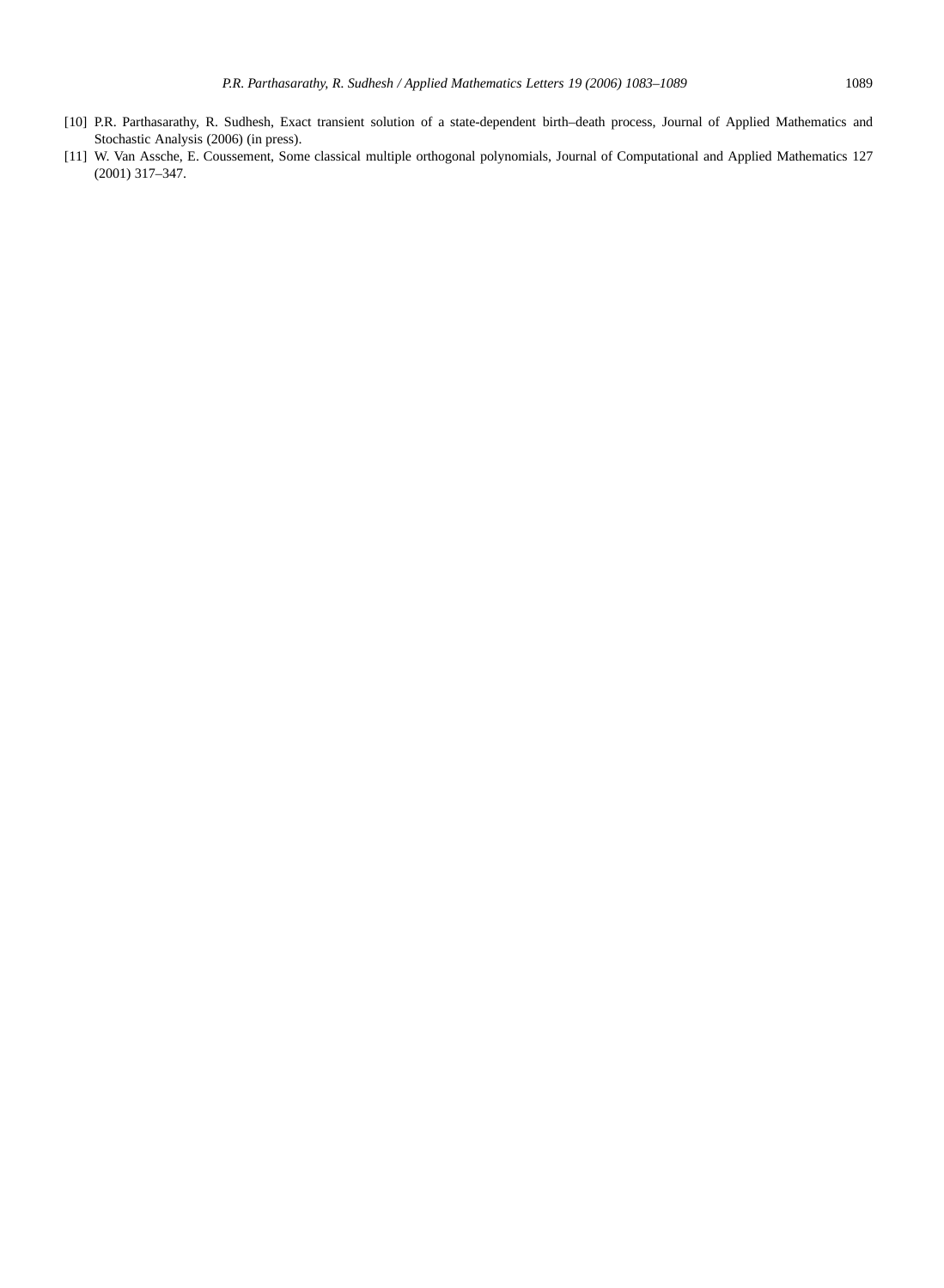[10] P.R. Parthasarathy, R. Sudhesh, Exact transient solution of a state-dependent birth–death process, Journal of Applied Mathematics and Stochastic Analysis (2006) (in press).

[11] W. Van Assche, E. Coussement, Some classical multiple orthogonal polynomials, Journal of Computational and Applied Mathematics 127 (2001) 317–347.